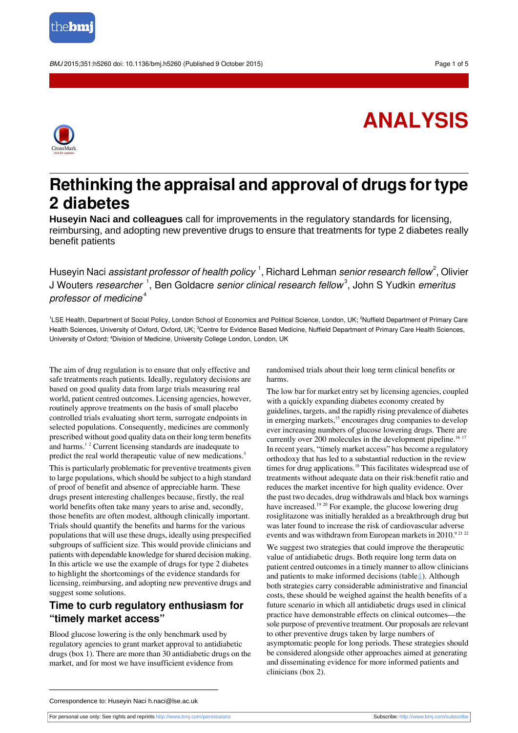ANALYSIS

# Rethinking the appraisal and approval of drugs for type 2 diabetes

**Huseyin Naci and colleagues** call for improvements in the regulatory standards for licensing, reimbursing, and adopting new preventive drugs to ensure that treatments for type 2 diabetes really benefit patients

Huseyin Naci *assistant professor of health policy* [1], Richard Lehman *senior research fellow*[2], Olivier J Wouters *researcher* [1], Ben Goldacre *senior clinical research fellow*[3], John S Yudkin *emeritus professor of medicine*[4]

[1]LSE Health, Department of Social Policy, London School of Economics and Political Science, London, UK; [2]Nuffield Department of Primary Care Health Sciences, University of Oxford, Oxford, UK; [3]Centre for Evidence Based Medicine, Nuffield Department of Primary Care Health Sciences, University of Oxford; [4]Division of Medicine, University College London, London, UK

The aim of drug regulation is to ensure that only effective and safe treatments reach patients. Ideally, regulatory decisions are based on good quality data from large trials measuring real world, patient centred outcomes. Licensing agencies, however, routinely approve treatments on the basis of small placebo controlled trials evaluating short term, surrogate endpoints in selected populations. Consequently, medicines are commonly prescribed without good quality data on their long term benefits and harms.[1 2] Current licensing standards are inadequate to predict the real world therapeutic value of new medications.[3]

This is particularly problematic for preventive treatments given to large populations, which should be subject to a high standard of proof of benefit and absence of appreciable harm. These drugs present interesting challenges because, firstly, the real world benefits often take many years to arise and, secondly, those benefits are often modest, although clinically important. Trials should quantify the benefits and harms for the various populations that will use these drugs, ideally using prespecified subgroups of sufficient size. This would provide clinicians and patients with dependable knowledge for shared decision making. In this article we use the example of drugs for type 2 diabetes to highlight the shortcomings of the evidence standards for licensing, reimbursing, and adopting new preventive drugs and suggest some solutions.

## Time to curb regulatory enthusiasm for "timely market access"

Blood glucose lowering is the only benchmark used by regulatory agencies to grant market approval to antidiabetic drugs (box 1). There are more than 30 antidiabetic drugs on the market, and for most we have insufficient evidence from randomised trials about their long term clinical benefits or harms.

The low bar for market entry set by licensing agencies, coupled with a quickly expanding diabetes economy created by guidelines, targets, and the rapidly rising prevalence of diabetes in emerging markets,[15] encourages drug companies to develop ever increasing numbers of glucose lowering drugs. There are currently over 200 molecules in the development pipeline.[16 17] In recent years, "timely market access" has become a regulatory orthodoxy that has led to a substantial reduction in the review times for drug applications.[18] This facilitates widespread use of treatments without adequate data on their risk:benefit ratio and reduces the market incentive for high quality evidence. Over the past two decades, drug withdrawals and black box warnings have increased.[19 20] For example, the glucose lowering drug rosiglitazone was initially heralded as a breakthrough drug but was later found to increase the risk of cardiovascular adverse events and was withdrawn from European markets in 2010.[9 21 22]

We suggest two strategies that could improve the therapeutic value of antidiabetic drugs. Both require long term data on patient centred outcomes in a timely manner to allow clinicians and patients to make informed decisions (table). Although both strategies carry considerable administrative and financial costs, these should be weighed against the health benefits of a future scenario in which all antidiabetic drugs used in clinical practice have demonstrable effects on clinical outcomes—the sole purpose of preventive treatment. Our proposals are relevant to other preventive drugs taken by large numbers of asymptomatic people for long periods. These strategies should be considered alongside other approaches aimed at generating and disseminating evidence for more informed patients and clinicians (box 2).

Correspondence to: Huseyin Naci h.naci@lse.ac.uk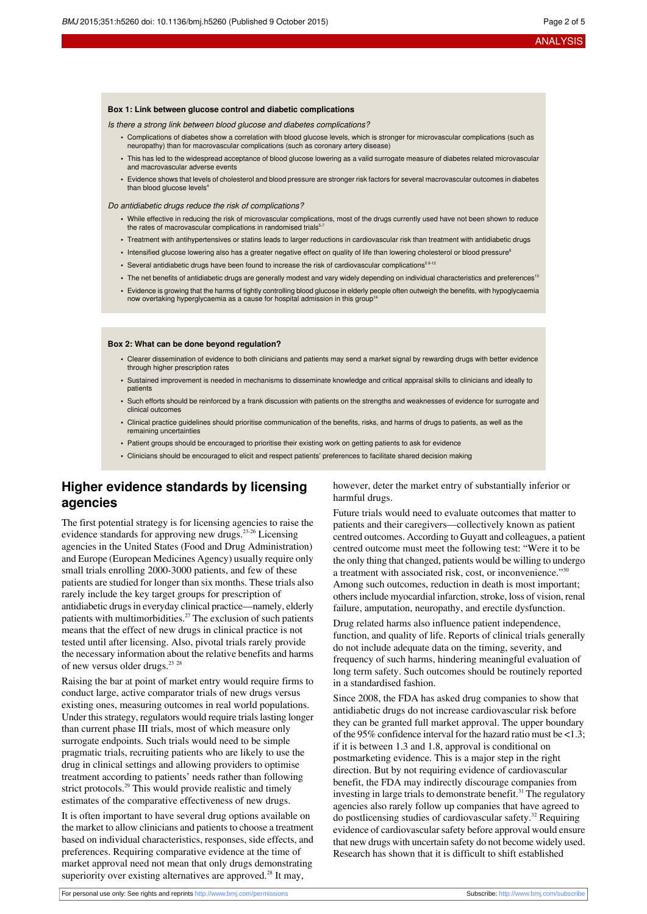**Box 1: Link between glucose control and diabetic complications**

*Is there a strong link between blood glucose and diabetes complications?*

- Complications of diabetes show a correlation with blood glucose levels, which is stronger for microvascular complications (such as neuropathy) than for macrovascular complications (such as coronary artery disease)
- This has led to the widespread acceptance of blood glucose lowering as a valid surrogate measure of diabetes related microvascular and macrovascular adverse events
- Evidence shows that levels of cholesterol and blood pressure are stronger risk factors for several macrovascular outcomes in diabetes than blood glucose levels[4]

*Do antidiabetic drugs reduce the risk of complications?*

- While effective in reducing the risk of microvascular complications, most of the drugs currently used have not been shown to reduce the rates of macrovascular complications in randomised trials[5-7]
- Treatment with antihypertensives or statins leads to larger reductions in cardiovascular risk than treatment with antidiabetic drugs
- Intensified glucose lowering also has a greater negative effect on quality of life than lowering cholesterol or blood pressure[8]
- Several antidiabetic drugs have been found to increase the risk of cardiovascular complications[5 9-12]
- The net benefits of antidiabetic drugs are generally modest and vary widely depending on individual characteristics and preferences[13]
- Evidence is growing that the harms of tightly controlling blood glucose in elderly people often outweigh the benefits, with hypoglycaemia now overtaking hyperglycaemia as a cause for hospital admission in this group[14]

**Box 2: What can be done beyond regulation?**

- Clearer dissemination of evidence to both clinicians and patients may send a market signal by rewarding drugs with better evidence through higher prescription rates
- Sustained improvement is needed in mechanisms to disseminate knowledge and critical appraisal skills to clinicians and ideally to patients
- Such efforts should be reinforced by a frank discussion with patients on the strengths and weaknesses of evidence for surrogate and clinical outcomes
- Clinical practice guidelines should prioritise communication of the benefits, risks, and harms of drugs to patients, as well as the remaining uncertainties
- Patient groups should be encouraged to prioritise their existing work on getting patients to ask for evidence
- Clinicians should be encouraged to elicit and respect patients' preferences to facilitate shared decision making

## Higher evidence standards by licensing agencies

The first potential strategy is for licensing agencies to raise the evidence standards for approving new drugs.[23-26] Licensing agencies in the United States (Food and Drug Administration) and Europe (European Medicines Agency) usually require only small trials enrolling 2000-3000 patients, and few of these patients are studied for longer than six months. These trials also rarely include the key target groups for prescription of antidiabetic drugs in everyday clinical practice—namely, elderly patients with multimorbidities.[27] The exclusion of such patients means that the effect of new drugs in clinical practice is not tested until after licensing. Also, pivotal trials rarely provide the necessary information about the relative benefits and harms of new versus older drugs.[23 28]

Raising the bar at point of market entry would require firms to conduct large, active comparator trials of new drugs versus existing ones, measuring outcomes in real world populations. Under this strategy, regulators would require trials lasting longer than current phase III trials, most of which measure only surrogate endpoints. Such trials would need to be simple pragmatic trials, recruiting patients who are likely to use the drug in clinical settings and allowing providers to optimise treatment according to patients' needs rather than following strict protocols.[29] This would provide realistic and timely estimates of the comparative effectiveness of new drugs.

It is often important to have several drug options available on the market to allow clinicians and patients to choose a treatment based on individual characteristics, responses, side effects, and preferences. Requiring comparative evidence at the time of market approval need not mean that only drugs demonstrating superiority over existing alternatives are approved.[28] It may, however, deter the market entry of substantially inferior or harmful drugs.

Future trials would need to evaluate outcomes that matter to patients and their caregivers—collectively known as patient centred outcomes. According to Guyatt and colleagues, a patient centred outcome must meet the following test: "Were it to be the only thing that changed, patients would be willing to undergo a treatment with associated risk, cost, or inconvenience."[30] Among such outcomes, reduction in death is most important; others include myocardial infarction, stroke, loss of vision, renal failure, amputation, neuropathy, and erectile dysfunction.

Drug related harms also influence patient independence, function, and quality of life. Reports of clinical trials generally do not include adequate data on the timing, severity, and frequency of such harms, hindering meaningful evaluation of long term safety. Such outcomes should be routinely reported in a standardised fashion.

Since 2008, the FDA has asked drug companies to show that antidiabetic drugs do not increase cardiovascular risk before they can be granted full market approval. The upper boundary of the 95% confidence interval for the hazard ratio must be <1.3; if it is between 1.3 and 1.8, approval is conditional on postmarketing evidence. This is a major step in the right direction. But by not requiring evidence of cardiovascular benefit, the FDA may indirectly discourage companies from investing in large trials to demonstrate benefit.[31] The regulatory agencies also rarely follow up companies that have agreed to do postlicensing studies of cardiovascular safety.[32] Requiring evidence of cardiovascular safety before approval would ensure that new drugs with uncertain safety do not become widely used. Research has shown that it is difficult to shift established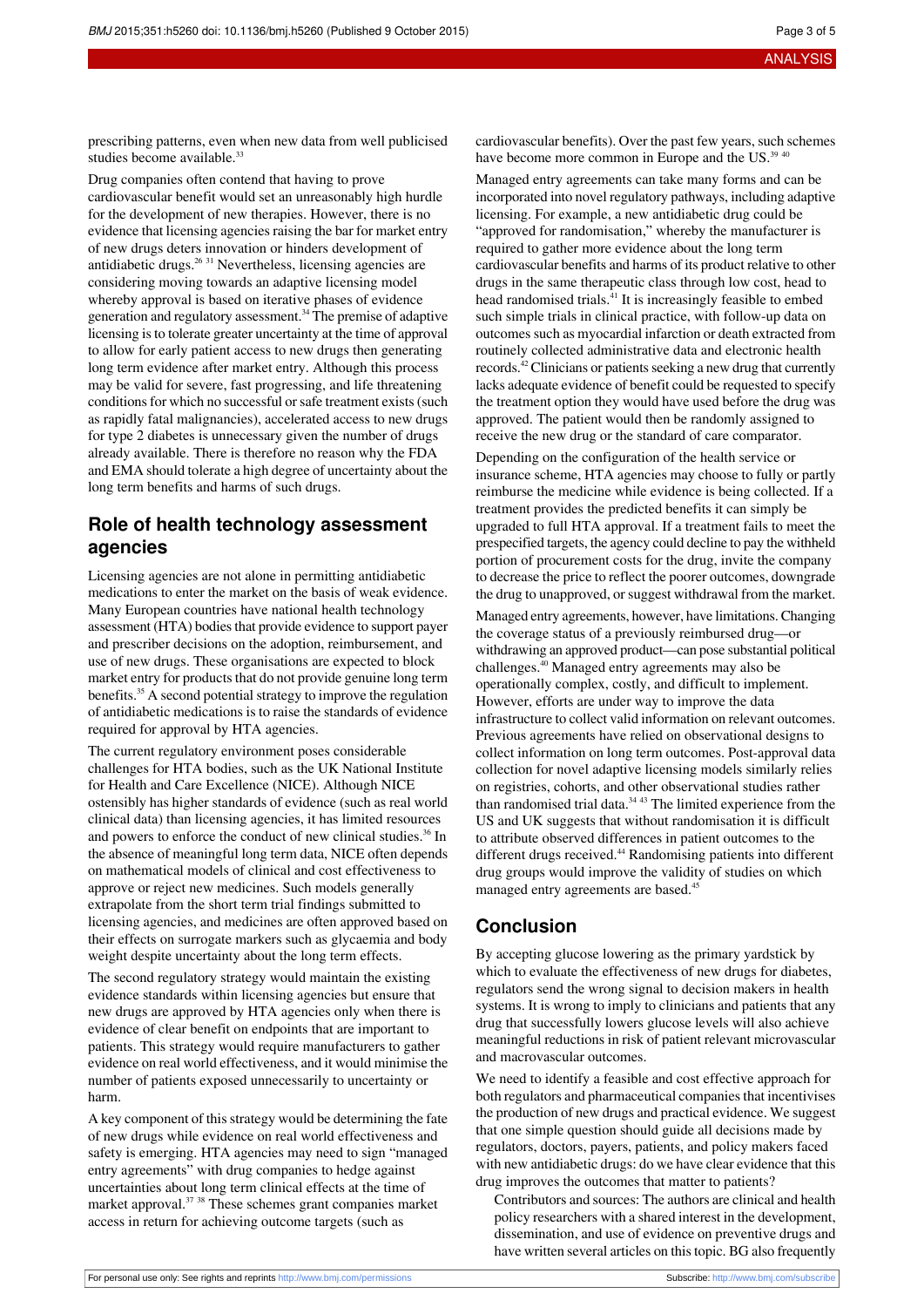prescribing patterns, even when new data from well publicised studies become available.[33]

Drug companies often contend that having to prove cardiovascular benefit would set an unreasonably high hurdle for the development of new therapies. However, there is no evidence that licensing agencies raising the bar for market entry of new drugs deters innovation or hinders development of antidiabetic drugs.[26 31] Nevertheless, licensing agencies are considering moving towards an adaptive licensing model whereby approval is based on iterative phases of evidence generation and regulatory assessment.[34] The premise of adaptive licensing is to tolerate greater uncertainty at the time of approval to allow for early patient access to new drugs then generating long term evidence after market entry. Although this process may be valid for severe, fast progressing, and life threatening conditions for which no successful or safe treatment exists (such as rapidly fatal malignancies), accelerated access to new drugs for type 2 diabetes is unnecessary given the number of drugs already available. There is therefore no reason why the FDA and EMA should tolerate a high degree of uncertainty about the long term benefits and harms of such drugs.

## Role of health technology assessment agencies

Licensing agencies are not alone in permitting antidiabetic medications to enter the market on the basis of weak evidence. Many European countries have national health technology assessment (HTA) bodies that provide evidence to support payer and prescriber decisions on the adoption, reimbursement, and use of new drugs. These organisations are expected to block market entry for products that do not provide genuine long term benefits.[35] A second potential strategy to improve the regulation of antidiabetic medications is to raise the standards of evidence required for approval by HTA agencies.

The current regulatory environment poses considerable challenges for HTA bodies, such as the UK National Institute for Health and Care Excellence (NICE). Although NICE ostensibly has higher standards of evidence (such as real world clinical data) than licensing agencies, it has limited resources and powers to enforce the conduct of new clinical studies.[36] In the absence of meaningful long term data, NICE often depends on mathematical models of clinical and cost effectiveness to approve or reject new medicines. Such models generally extrapolate from the short term trial findings submitted to licensing agencies, and medicines are often approved based on their effects on surrogate markers such as glycaemia and body weight despite uncertainty about the long term effects.

The second regulatory strategy would maintain the existing evidence standards within licensing agencies but ensure that new drugs are approved by HTA agencies only when there is evidence of clear benefit on endpoints that are important to patients. This strategy would require manufacturers to gather evidence on real world effectiveness, and it would minimise the number of patients exposed unnecessarily to uncertainty or harm.

A key component of this strategy would be determining the fate of new drugs while evidence on real world effectiveness and safety is emerging. HTA agencies may need to sign "managed entry agreements" with drug companies to hedge against uncertainties about long term clinical effects at the time of market approval.[37 38] These schemes grant companies market access in return for achieving outcome targets (such as cardiovascular benefits). Over the past few years, such schemes have become more common in Europe and the US.[39 40]

Managed entry agreements can take many forms and can be incorporated into novel regulatory pathways, including adaptive licensing. For example, a new antidiabetic drug could be "approved for randomisation," whereby the manufacturer is required to gather more evidence about the long term cardiovascular benefits and harms of its product relative to other drugs in the same therapeutic class through low cost, head to head randomised trials.[41] It is increasingly feasible to embed such simple trials in clinical practice, with follow-up data on outcomes such as myocardial infarction or death extracted from routinely collected administrative data and electronic health records.[42] Clinicians or patients seeking a new drug that currently lacks adequate evidence of benefit could be requested to specify the treatment option they would have used before the drug was approved. The patient would then be randomly assigned to receive the new drug or the standard of care comparator.

Depending on the configuration of the health service or insurance scheme, HTA agencies may choose to fully or partly reimburse the medicine while evidence is being collected. If a treatment provides the predicted benefits it can simply be upgraded to full HTA approval. If a treatment fails to meet the prespecified targets, the agency could decline to pay the withheld portion of procurement costs for the drug, invite the company to decrease the price to reflect the poorer outcomes, downgrade the drug to unapproved, or suggest withdrawal from the market.

Managed entry agreements, however, have limitations. Changing the coverage status of a previously reimbursed drug—or withdrawing an approved product—can pose substantial political challenges.[40] Managed entry agreements may also be operationally complex, costly, and difficult to implement. However, efforts are under way to improve the data infrastructure to collect valid information on relevant outcomes. Previous agreements have relied on observational designs to collect information on long term outcomes. Post-approval data collection for novel adaptive licensing models similarly relies on registries, cohorts, and other observational studies rather than randomised trial data.[34 43] The limited experience from the US and UK suggests that without randomisation it is difficult to attribute observed differences in patient outcomes to the different drugs received.[44] Randomising patients into different drug groups would improve the validity of studies on which managed entry agreements are based.[45]

## Conclusion

By accepting glucose lowering as the primary yardstick by which to evaluate the effectiveness of new drugs for diabetes, regulators send the wrong signal to decision makers in health systems. It is wrong to imply to clinicians and patients that any drug that successfully lowers glucose levels will also achieve meaningful reductions in risk of patient relevant microvascular and macrovascular outcomes.

We need to identify a feasible and cost effective approach for both regulators and pharmaceutical companies that incentivises the production of new drugs and practical evidence. We suggest that one simple question should guide all decisions made by regulators, doctors, payers, patients, and policy makers faced with new antidiabetic drugs: do we have clear evidence that this drug improves the outcomes that matter to patients?

Contributors and sources: The authors are clinical and health policy researchers with a shared interest in the development, dissemination, and use of evidence on preventive drugs and have written several articles on this topic. BG also frequently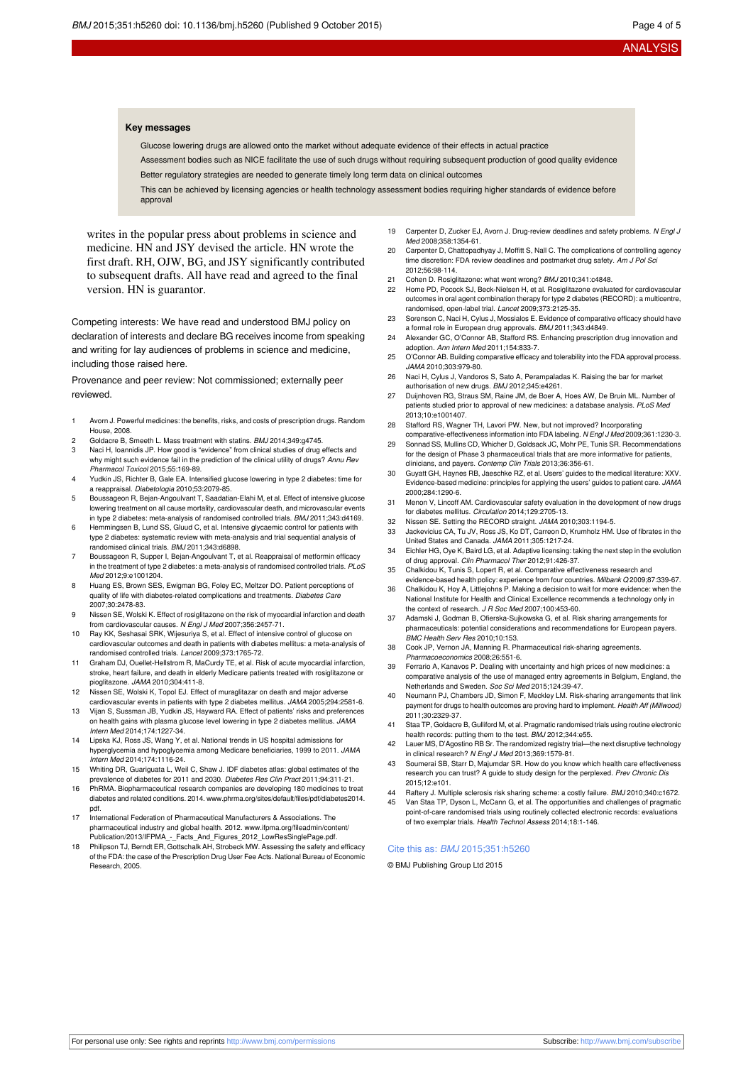**Key messages**

Glucose lowering drugs are allowed onto the market without adequate evidence of their effects in actual practice

Assessment bodies such as NICE facilitate the use of such drugs without requiring subsequent production of good quality evidence

Better regulatory strategies are needed to generate timely long term data on clinical outcomes

This can be achieved by licensing agencies or health technology assessment bodies requiring higher standards of evidence before approval

writes in the popular press about problems in science and medicine. HN and JSY devised the article. HN wrote the first draft. RH, OJW, BG, and JSY significantly contributed to subsequent drafts. All have read and agreed to the final version. HN is guarantor.

Competing interests: We have read and understood BMJ policy on declaration of interests and declare BG receives income from speaking and writing for lay audiences of problems in science and medicine, including those raised here.

Provenance and peer review: Not commissioned; externally peer reviewed.

1. Avorn J. Powerful medicines: the benefits, risks, and costs of prescription drugs. Random House, 2008.
2. Goldacre B, Smeeth L. Mass treatment with statins. *BMJ* 2014;349:g4745.
3. Naci H, Ioannidis JP. How good is "evidence" from clinical studies of drug effects and why might such evidence fail in the prediction of the clinical utility of drugs? *Annu Rev Pharmacol Toxicol* 2015;55:169-89.
4. Yudkin JS, Richter B, Gale EA. Intensified glucose lowering in type 2 diabetes: time for a reappraisal. *Diabetologia* 2010;53:2079-85.
5. Boussageon R, Bejan-Angoulvant T, Saadatian-Elahi M, et al. Effect of intensive glucose lowering treatment on all cause mortality, cardiovascular death, and microvascular events in type 2 diabetes: meta-analysis of randomised controlled trials. *BMJ* 2011;343:d4169.
6. Hemmingsen B, Lund SS, Gluud C, et al. Intensive glycaemic control for patients with type 2 diabetes: systematic review with meta-analysis and trial sequential analysis of randomised clinical trials. *BMJ* 2011;343:d6898.
7. Boussageon R, Supper I, Bejan-Angoulvant T, et al. Reappraisal of metformin efficacy in the treatment of type 2 diabetes: a meta-analysis of randomised controlled trials. *PLoS Med* 2012;9:e1001204.
8. Huang ES, Brown SES, Ewigman BG, Foley EC, Meltzer DO. Patient perceptions of quality of life with diabetes-related complications and treatments. *Diabetes Care* 2007;30:2478-83.
9. Nissen SE, Wolski K. Effect of rosiglitazone on the risk of myocardial infarction and death from cardiovascular causes. *N Engl J Med* 2007;356:2457-71.
10. Ray KK, Seshasai SRK, Wijesuriya S, et al. Effect of intensive control of glucose on cardiovascular outcomes and death in patients with diabetes mellitus: a meta-analysis of randomised controlled trials. *Lancet* 2009;373:1765-72.
11. Graham DJ, Ouellet-Hellstrom R, MaCurdy TE, et al. Risk of acute myocardial infarction, stroke, heart failure, and death in elderly Medicare patients treated with rosiglitazone or pioglitazone. *JAMA* 2010;304:411-8.
12. Nissen SE, Wolski K, Topol EJ. Effect of muraglitazar on death and major adverse cardiovascular events in patients with type 2 diabetes mellitus. *JAMA* 2005;294:2581-6.
13. Vijan S, Sussman JB, Yudkin JS, Hayward RA. Effect of patients' risks and preferences on health gains with plasma glucose level lowering in type 2 diabetes mellitus. *JAMA Intern Med* 2014;174:1227-34.
14. Lipska KJ, Ross JS, Wang Y, et al. National trends in US hospital admissions for hyperglycemia and hypoglycemia among Medicare beneficiaries, 1999 to 2011. *JAMA Intern Med* 2014;174:1116-24.
15. Whiting DR, Guariguata L, Weil C, Shaw J. IDF diabetes atlas: global estimates of the prevalence of diabetes for 2011 and 2030. *Diabetes Res Clin Pract* 2011;94:311-21.
16. PhRMA. Biopharmaceutical research companies are developing 180 medicines to treat diabetes and related conditions. 2014. www.phrma.org/sites/default/files/pdf/diabetes2014.pdf.
17. International Federation of Pharmaceutical Manufacturers & Associations. The pharmaceutical industry and global health. 2012. www.ifpma.org/fileadmin/content/Publication/2013/IFPMA_-_Facts_And_Figures_2012_LowResSinglePage.pdf.
18. Philipson TJ, Berndt ER, Gottschalk AH, Strobeck MW. Assessing the safety and efficacy of the FDA: the case of the Prescription Drug User Fee Acts. National Bureau of Economic Research, 2005.
19. Carpenter D, Zucker EJ, Avorn J. Drug-review deadlines and safety problems. *N Engl J Med* 2008;358:1354-61.
20. Carpenter D, Chattopadhyay J, Moffitt S, Nall C. The complications of controlling agency time discretion: FDA review deadlines and postmarket drug safety. *Am J Pol Sci* 2012;56:98-114.
21. Cohen D. Rosiglitazone: what went wrong? *BMJ* 2010;341:c4848.
22. Home PD, Pocock SJ, Beck-Nielsen H, et al. Rosiglitazone evaluated for cardiovascular outcomes in oral agent combination therapy for type 2 diabetes (RECORD): a multicentre, randomised, open-label trial. *Lancet* 2009;373:2125-35.
23. Sorenson C, Naci H, Cylus J, Mossialos E. Evidence of comparative efficacy should have a formal role in European drug approvals. *BMJ* 2011;343:d4849.
24. Alexander GC, O'Connor AB, Stafford RS. Enhancing prescription drug innovation and adoption. *Ann Intern Med* 2011;154:833-7.
25. O'Connor AB. Building comparative efficacy and tolerability into the FDA approval process. *JAMA* 2010;303:979-80.
26. Naci H, Cylus J, Vandoros S, Sato A, Perampaladas K. Raising the bar for market authorisation of new drugs. *BMJ* 2012;345:e4261.
27. Duijnhoven RG, Straus SM, Raine JM, de Boer A, Hoes AW, De Bruin ML. Number of patients studied prior to approval of new medicines: a database analysis. *PLoS Med* 2013;10:e1001407.
28. Stafford RS, Wagner TH, Lavori PW. New, but not improved? Incorporating comparative-effectiveness information into FDA labeling. *N Engl J Med* 2009;361:1230-3.
29. Sonnad SS, Mullins CD, Whicher D, Goldsack JC, Mohr PE, Tunis SR. Recommendations for the design of Phase 3 pharmaceutical trials that are more informative for patients, clinicians, and payers. *Contemp Clin Trials* 2013;36:356-61.
30. Guyatt GH, Haynes RB, Jaeschke RZ, et al. Users' guides to the medical literature: XXV. Evidence-based medicine: principles for applying the users' guides to patient care. *JAMA* 2000;284:1290-6.
31. Menon V, Lincoff AM. Cardiovascular safety evaluation in the development of new drugs for diabetes mellitus. *Circulation* 2014;129:2705-13.
32. Nissen SE. Setting the RECORD straight. *JAMA* 2010;303:1194-5.
33. Jackevicius CA, Tu JV, Ross JS, Ko DT, Carreon D, Krumholz HM. Use of fibrates in the United States and Canada. *JAMA* 2011;305:1217-24.
34. Eichler HG, Oye K, Baird LG, et al. Adaptive licensing: taking the next step in the evolution of drug approval. *Clin Pharmacol Ther* 2012;91:426-37.
35. Chalkidou K, Tunis S, Lopert R, et al. Comparative effectiveness research and evidence-based health policy: experience from four countries. *Milbank Q* 2009;87:339-67.
36. Chalkidou K, Hoy A, Littlejohns P. Making a decision to wait for more evidence: when the National Institute for Health and Clinical Excellence recommends a technology only in the context of research. *J R Soc Med* 2007;100:453-60.
37. Adamski J, Godman B, Ofierska-Sujkowska G, et al. Risk sharing arrangements for pharmaceuticals: potential considerations and recommendations for European payers. *BMC Health Serv Res* 2010;10:153.
38. Cook JP, Vernon JA, Manning R. Pharmaceutical risk-sharing agreements. *Pharmacoeconomics* 2008;26:551-6.
39. Ferrario A, Kanavos P. Dealing with uncertainty and high prices of new medicines: a comparative analysis of the use of managed entry agreements in Belgium, England, the Netherlands and Sweden. *Soc Sci Med* 2015;124:39-47.
40. Neumann PJ, Chambers JD, Simon F, Meckley LM. Risk-sharing arrangements that link payment for drugs to health outcomes are proving hard to implement. *Health Aff (Millwood)* 2011;30:2329-37.
41. Staa TP, Goldacre B, Gulliford M, et al. Pragmatic randomised trials using routine electronic health records: putting them to the test. *BMJ* 2012;344:e55.
42. Lauer MS, D'Agostino RB Sr. The randomized registry trial—the next disruptive technology in clinical research? *N Engl J Med* 2013;369:1579-81.
43. Soumerai SB, Starr D, Majumdar SR. How do you know which health care effectiveness research you can trust? A guide to study design for the perplexed. *Prev Chronic Dis* 2015;12:e101.
44. Raftery J. Multiple sclerosis risk sharing scheme: a costly failure. *BMJ* 2010;340:c1672.
45. Van Staa TP, Dyson L, McCann G, et al. The opportunities and challenges of pragmatic point-of-care randomised trials using routinely collected electronic records: evaluations of two exemplar trials. *Health Technol Assess* 2014;18:1-146.

Cite this as: *BMJ* 2015;351:h5260

© BMJ Publishing Group Ltd 2015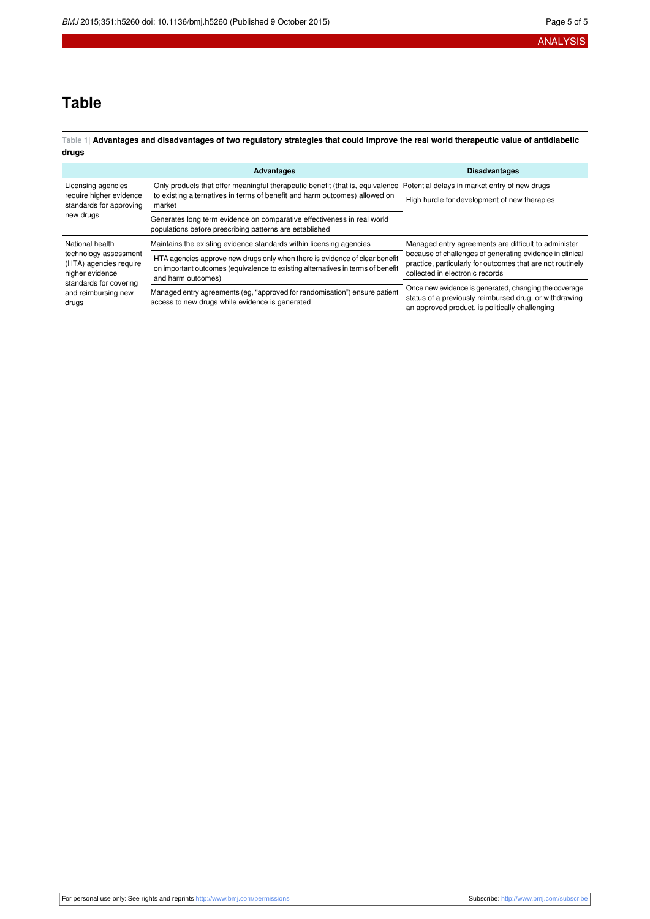# Table

**Table 1| Advantages and disadvantages of two regulatory strategies that could improve the real world therapeutic value of antidiabetic drugs**

| | Advantages | Disadvantages |
|---|---|---|
| Licensing agencies require higher evidence standards for approving new drugs | Only products that offer meaningful therapeutic benefit (that is, equivalence to existing alternatives in terms of benefit and harm outcomes) allowed on market | Potential delays in market entry of new drugs |
| | | High hurdle for development of new therapies |
| | Generates long term evidence on comparative effectiveness in real world populations before prescribing patterns are established | |
| National health technology assessment (HTA) agencies require higher evidence standards for covering and reimbursing new drugs | Maintains the existing evidence standards within licensing agencies | Managed entry agreements are difficult to administer because of challenges of generating evidence in clinical practice, particularly for outcomes that are not routinely collected in electronic records |
| | HTA agencies approve new drugs only when there is evidence of clear benefit on important outcomes (equivalence to existing alternatives in terms of benefit and harm outcomes) | |
| | Managed entry agreements (eg, "approved for randomisation") ensure patient access to new drugs while evidence is generated | Once new evidence is generated, changing the coverage status of a previously reimbursed drug, or withdrawing an approved product, is politically challenging |